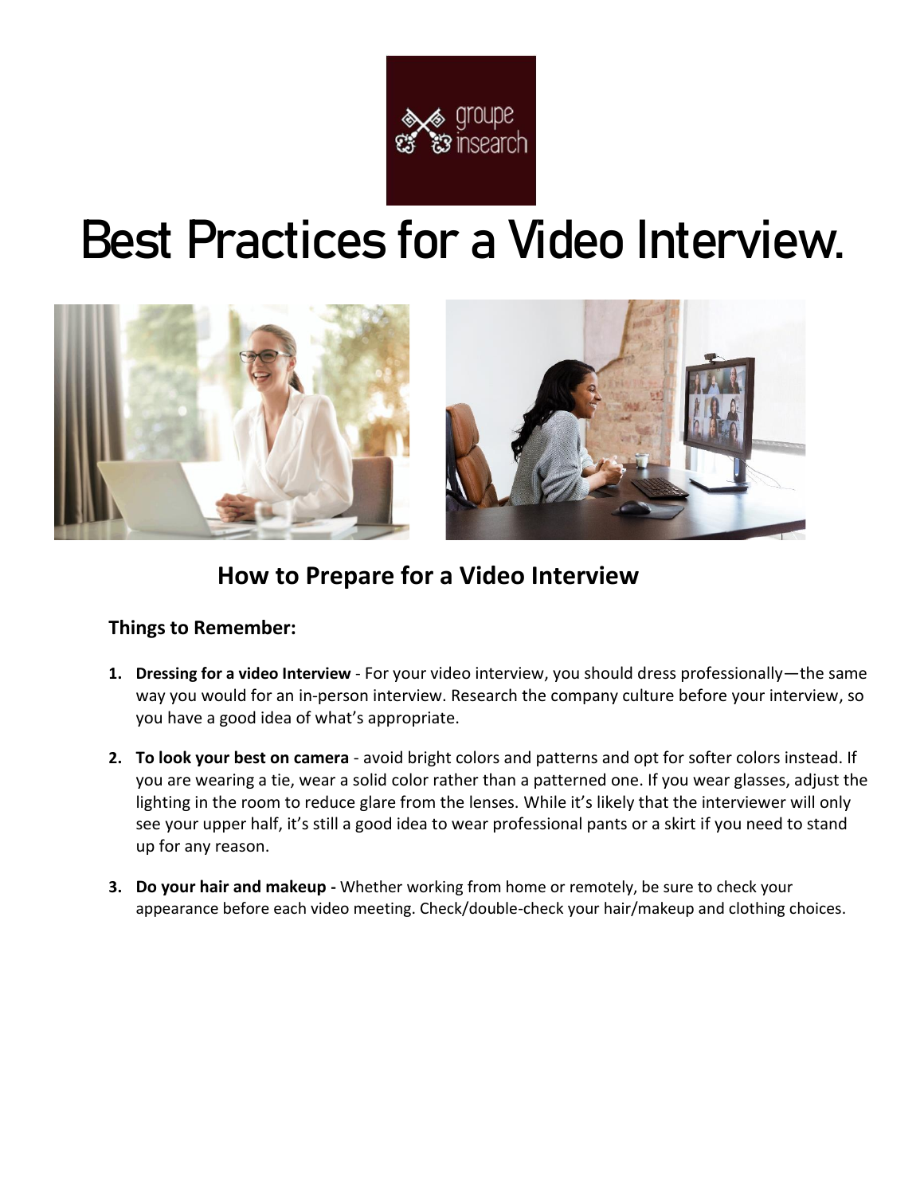groupe insearch

# Best Practices for a Video Interview.

## How to Prepare for a Video Interview

### Things to Remember:

1. **Dressing for a video Interview** - For your video interview, you should dress professionally—the same way you would for an in-person interview. Research the company culture before your interview, so you have a good idea of what's appropriate.

2. **To look your best on camera** - avoid bright colors and patterns and opt for softer colors instead. If you are wearing a tie, wear a solid color rather than a patterned one. If you wear glasses, adjust the lighting in the room to reduce glare from the lenses. While it's likely that the interviewer will only see your upper half, it's still a good idea to wear professional pants or a skirt if you need to stand up for any reason.

3. **Do your hair and makeup -** Whether working from home or remotely, be sure to check your appearance before each video meeting. Check/double-check your hair/makeup and clothing choices.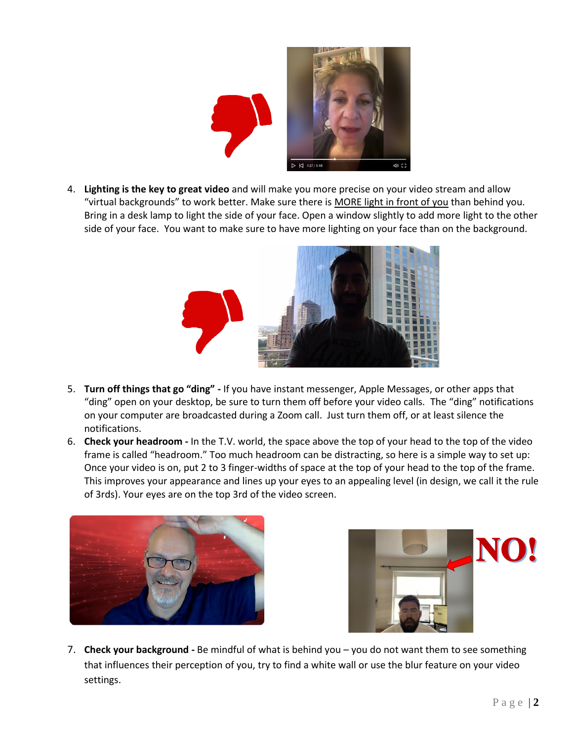4. **Lighting is the key to great video** and will make you more precise on your video stream and allow "virtual backgrounds" to work better. Make sure there is MORE light in front of you than behind you. Bring in a desk lamp to light the side of your face. Open a window slightly to add more light to the other side of your face. You want to make sure to have more lighting on your face than on the background.

5. **Turn off things that go "ding" -** If you have instant messenger, Apple Messages, or other apps that "ding" open on your desktop, be sure to turn them off before your video calls. The "ding" notifications on your computer are broadcasted during a Zoom call. Just turn them off, or at least silence the notifications.
6. **Check your headroom -** In the T.V. world, the space above the top of your head to the top of the video frame is called "headroom." Too much headroom can be distracting, so here is a simple way to set up: Once your video is on, put 2 to 3 finger-widths of space at the top of your head to the top of the frame. This improves your appearance and lines up your eyes to an appealing level (in design, we call it the rule of 3rds). Your eyes are on the top 3rd of the video screen.

7. **Check your background -** Be mindful of what is behind you – you do not want them to see something that influences their perception of you, try to find a white wall or use the blur feature on your video settings.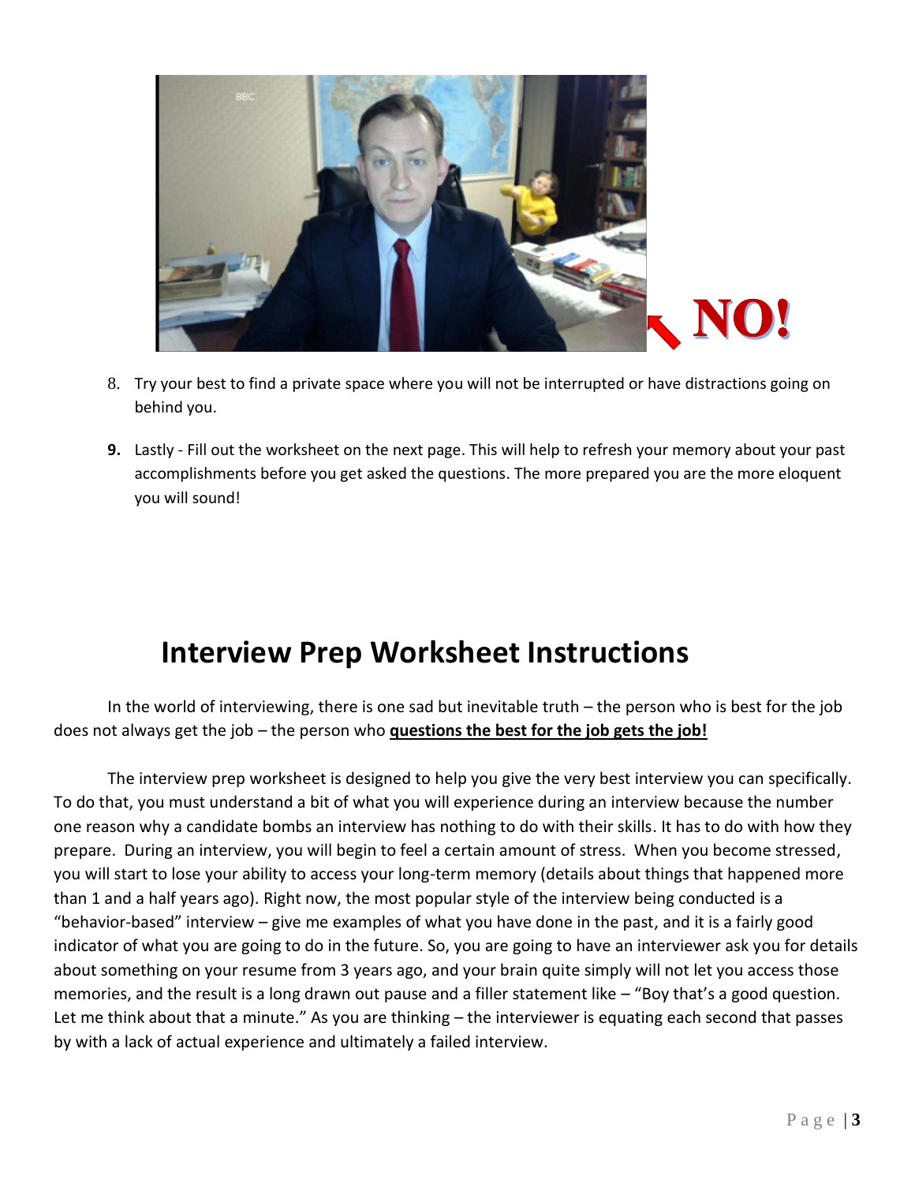8. Try your best to find a private space where you will not be interrupted or have distractions going on behind you.

9. Lastly - Fill out the worksheet on the next page. This will help to refresh your memory about your past accomplishments before you get asked the questions. The more prepared you are the more eloquent you will sound!

# Interview Prep Worksheet Instructions

In the world of interviewing, there is one sad but inevitable truth – the person who is best for the job does not always get the job – the person who **questions the best for the job gets the job!**

The interview prep worksheet is designed to help you give the very best interview you can specifically. To do that, you must understand a bit of what you will experience during an interview because the number one reason why a candidate bombs an interview has nothing to do with their skills. It has to do with how they prepare. During an interview, you will begin to feel a certain amount of stress. When you become stressed, you will start to lose your ability to access your long-term memory (details about things that happened more than 1 and a half years ago). Right now, the most popular style of the interview being conducted is a "behavior-based" interview – give me examples of what you have done in the past, and it is a fairly good indicator of what you are going to do in the future. So, you are going to have an interviewer ask you for details about something on your resume from 3 years ago, and your brain quite simply will not let you access those memories, and the result is a long drawn out pause and a filler statement like – "Boy that's a good question. Let me think about that a minute." As you are thinking – the interviewer is equating each second that passes by with a lack of actual experience and ultimately a failed interview.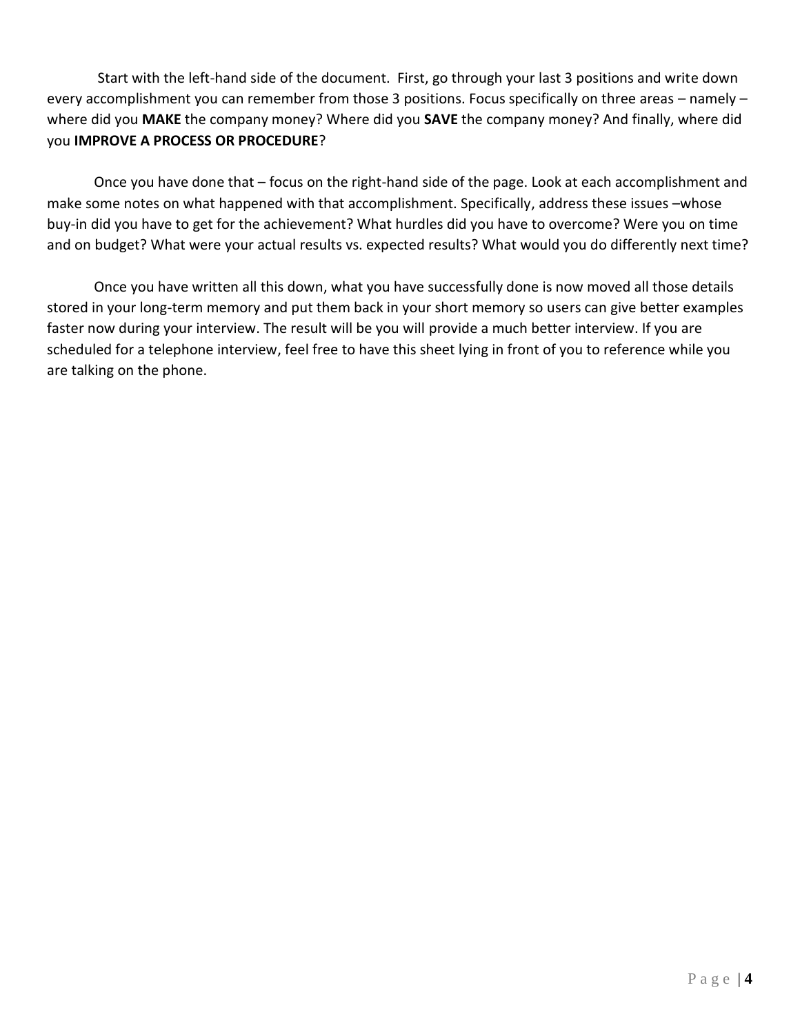Start with the left-hand side of the document. First, go through your last 3 positions and write down every accomplishment you can remember from those 3 positions. Focus specifically on three areas – namely – where did you **MAKE** the company money? Where did you **SAVE** the company money? And finally, where did you **IMPROVE A PROCESS OR PROCEDURE**?

Once you have done that – focus on the right-hand side of the page. Look at each accomplishment and make some notes on what happened with that accomplishment. Specifically, address these issues –whose buy-in did you have to get for the achievement? What hurdles did you have to overcome? Were you on time and on budget? What were your actual results vs. expected results? What would you do differently next time?

Once you have written all this down, what you have successfully done is now moved all those details stored in your long-term memory and put them back in your short memory so users can give better examples faster now during your interview. The result will be you will provide a much better interview. If you are scheduled for a telephone interview, feel free to have this sheet lying in front of you to reference while you are talking on the phone.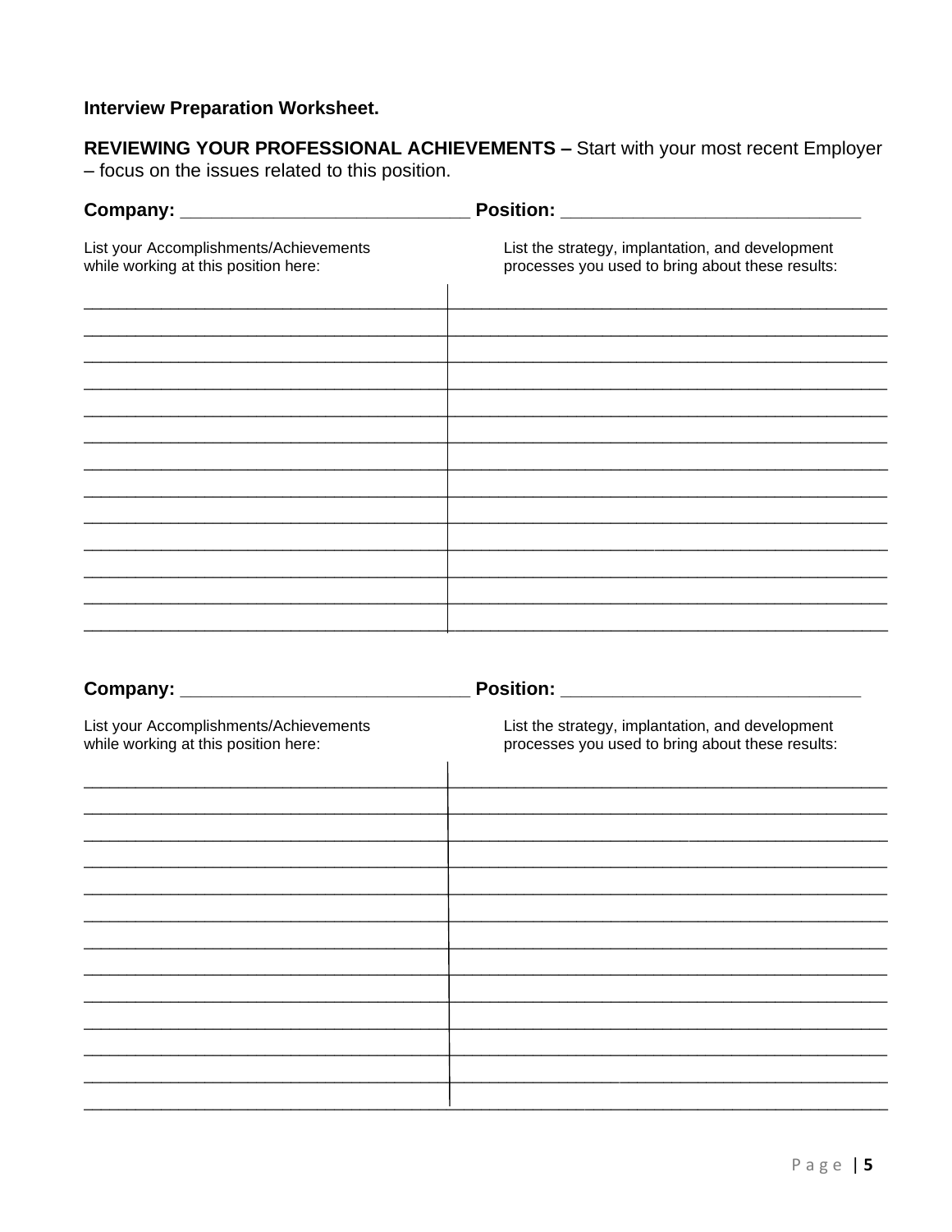**Interview Preparation Worksheet.**

**REVIEWING YOUR PROFESSIONAL ACHIEVEMENTS –** Start with your most recent Employer – focus on the issues related to this position.

**Company:** ____________________________ **Position:** ______________________________

| List your Accomplishments/Achievements while working at this position here: | List the strategy, implantation, and development processes you used to bring about these results: |
| --- | --- |
| | |
| | |
| | |
| | |
| | |
| | |
| | |
| | |
| | |
| | |
| | |
| | |
| | |

**Company:** ____________________________ **Position:** ______________________________

| List your Accomplishments/Achievements while working at this position here: | List the strategy, implantation, and development processes you used to bring about these results: |
| --- | --- |
| | |
| | |
| | |
| | |
| | |
| | |
| | |
| | |
| | |
| | |
| | |
| | |
| | |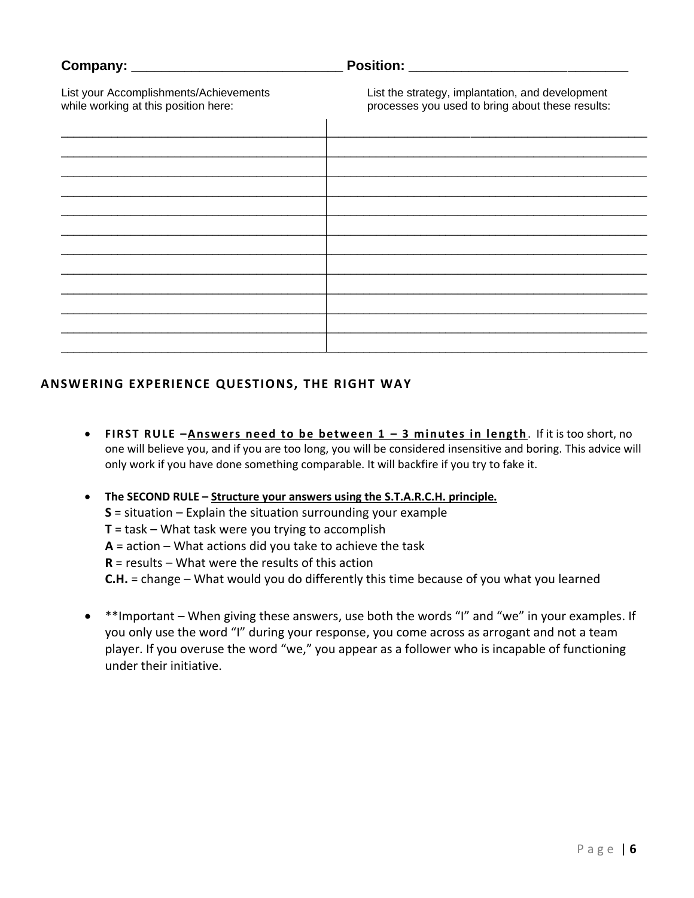**Company:** ____________________________ **Position:** ______________________________

| List your Accomplishments/Achievements while working at this position here: | List the strategy, implantation, and development processes you used to bring about these results: |
| --- | --- |
| | |
| | |
| | |
| | |
| | |
| | |
| | |
| | |
| | |
| | |
| | |
| | |

## ANSWERING EXPERIENCE QUESTIONS, THE RIGHT WAY

- **FIRST RULE –<u>Answers need to be between 1 – 3 minutes in length</u>**. If it is too short, no one will believe you, and if you are too long, you will be considered insensitive and boring. This advice will only work if you have done something comparable. It will backfire if you try to fake it.

- **The SECOND RULE – <u>Structure your answers using the S.T.A.R.C.H. principle.</u>**
  **S** = situation – Explain the situation surrounding your example
  **T** = task – What task were you trying to accomplish
  **A** = action – What actions did you take to achieve the task
  **R** = results – What were the results of this action
  **C.H.** = change – What would you do differently this time because of you what you learned

- **Important – When giving these answers, use both the words "I" and "we" in your examples. If you only use the word "I" during your response, you come across as arrogant and not a team player. If you overuse the word "we," you appear as a follower who is incapable of functioning under their initiative.